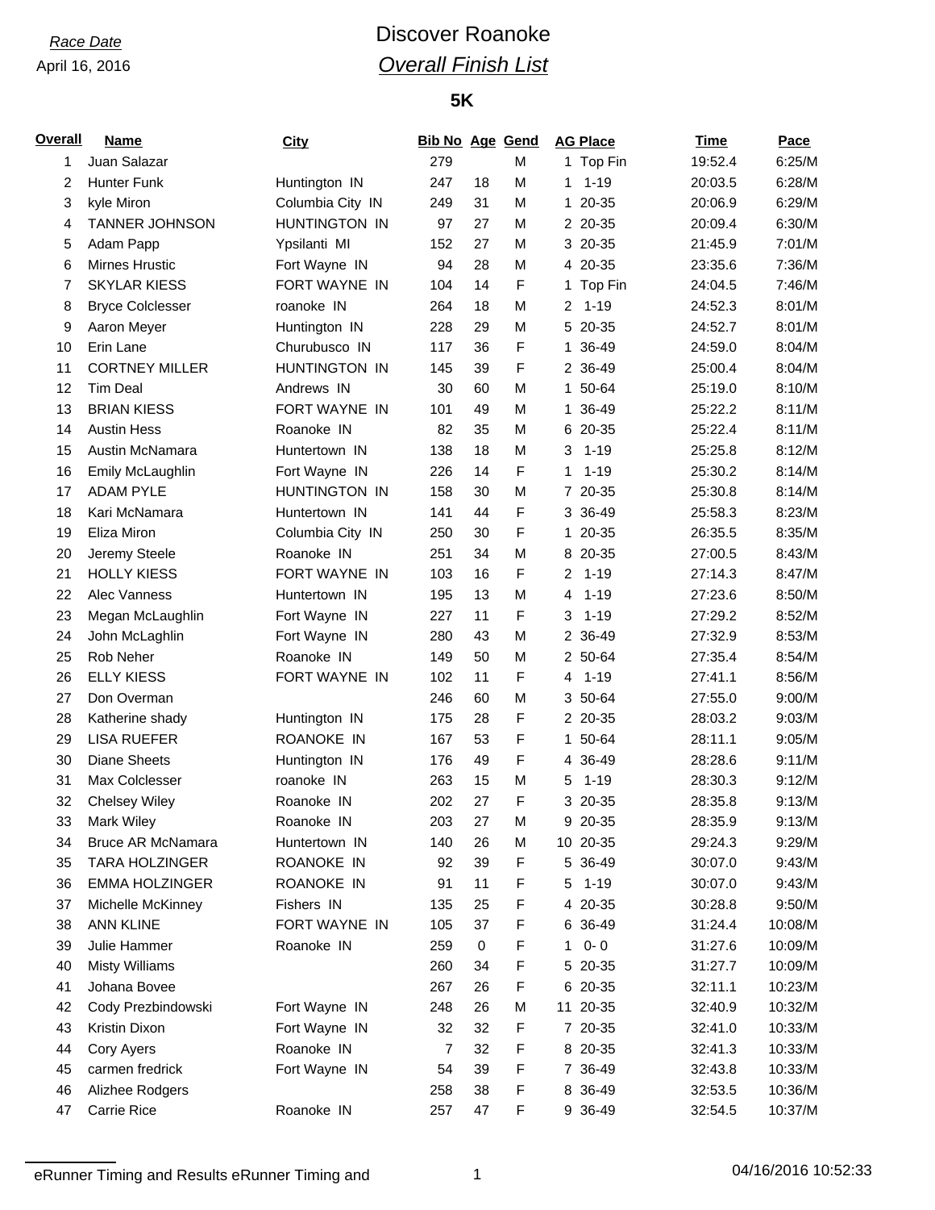*Race Date*

April 16, 2016

# Discover Roanoke

## *Overall Finish List*

### 5K

| Overall | Name | City | Bib No | Age | Gend | AG Place | Time | Pace |
|---|---|---|---|---|---|---|---|---|
| 1 | Juan Salazar | | 279 | | M | 1 Top Fin | 19:52.4 | 6:25/M |
| 2 | Hunter Funk | Huntington IN | 247 | 18 | M | 1 1-19 | 20:03.5 | 6:28/M |
| 3 | kyle Miron | Columbia City IN | 249 | 31 | M | 1 20-35 | 20:06.9 | 6:29/M |
| 4 | TANNER JOHNSON | HUNTINGTON IN | 97 | 27 | M | 2 20-35 | 20:09.4 | 6:30/M |
| 5 | Adam Papp | Ypsilanti MI | 152 | 27 | M | 3 20-35 | 21:45.9 | 7:01/M |
| 6 | Mirnes Hrustic | Fort Wayne IN | 94 | 28 | M | 4 20-35 | 23:35.6 | 7:36/M |
| 7 | SKYLAR KIESS | FORT WAYNE IN | 104 | 14 | F | 1 Top Fin | 24:04.5 | 7:46/M |
| 8 | Bryce Colclesser | roanoke IN | 264 | 18 | M | 2 1-19 | 24:52.3 | 8:01/M |
| 9 | Aaron Meyer | Huntington IN | 228 | 29 | M | 5 20-35 | 24:52.7 | 8:01/M |
| 10 | Erin Lane | Churubusco IN | 117 | 36 | F | 1 36-49 | 24:59.0 | 8:04/M |
| 11 | CORTNEY MILLER | HUNTINGTON IN | 145 | 39 | F | 2 36-49 | 25:00.4 | 8:04/M |
| 12 | Tim Deal | Andrews IN | 30 | 60 | M | 1 50-64 | 25:19.0 | 8:10/M |
| 13 | BRIAN KIESS | FORT WAYNE IN | 101 | 49 | M | 1 36-49 | 25:22.2 | 8:11/M |
| 14 | Austin Hess | Roanoke IN | 82 | 35 | M | 6 20-35 | 25:22.4 | 8:11/M |
| 15 | Austin McNamara | Huntertown IN | 138 | 18 | M | 3 1-19 | 25:25.8 | 8:12/M |
| 16 | Emily McLaughlin | Fort Wayne IN | 226 | 14 | F | 1 1-19 | 25:30.2 | 8:14/M |
| 17 | ADAM PYLE | HUNTINGTON IN | 158 | 30 | M | 7 20-35 | 25:30.8 | 8:14/M |
| 18 | Kari McNamara | Huntertown IN | 141 | 44 | F | 3 36-49 | 25:58.3 | 8:23/M |
| 19 | Eliza Miron | Columbia City IN | 250 | 30 | F | 1 20-35 | 26:35.5 | 8:35/M |
| 20 | Jeremy Steele | Roanoke IN | 251 | 34 | M | 8 20-35 | 27:00.5 | 8:43/M |
| 21 | HOLLY KIESS | FORT WAYNE IN | 103 | 16 | F | 2 1-19 | 27:14.3 | 8:47/M |
| 22 | Alec Vanness | Huntertown IN | 195 | 13 | M | 4 1-19 | 27:23.6 | 8:50/M |
| 23 | Megan McLaughlin | Fort Wayne IN | 227 | 11 | F | 3 1-19 | 27:29.2 | 8:52/M |
| 24 | John McLaghlin | Fort Wayne IN | 280 | 43 | M | 2 36-49 | 27:32.9 | 8:53/M |
| 25 | Rob Neher | Roanoke IN | 149 | 50 | M | 2 50-64 | 27:35.4 | 8:54/M |
| 26 | ELLY KIESS | FORT WAYNE IN | 102 | 11 | F | 4 1-19 | 27:41.1 | 8:56/M |
| 27 | Don Overman | | 246 | 60 | M | 3 50-64 | 27:55.0 | 9:00/M |
| 28 | Katherine shady | Huntington IN | 175 | 28 | F | 2 20-35 | 28:03.2 | 9:03/M |
| 29 | LISA RUEFER | ROANOKE IN | 167 | 53 | F | 1 50-64 | 28:11.1 | 9:05/M |
| 30 | Diane Sheets | Huntington IN | 176 | 49 | F | 4 36-49 | 28:28.6 | 9:11/M |
| 31 | Max Colclesser | roanoke IN | 263 | 15 | M | 5 1-19 | 28:30.3 | 9:12/M |
| 32 | Chelsey Wiley | Roanoke IN | 202 | 27 | F | 3 20-35 | 28:35.8 | 9:13/M |
| 33 | Mark Wiley | Roanoke IN | 203 | 27 | M | 9 20-35 | 28:35.9 | 9:13/M |
| 34 | Bruce AR McNamara | Huntertown IN | 140 | 26 | M | 10 20-35 | 29:24.3 | 9:29/M |
| 35 | TARA HOLZINGER | ROANOKE IN | 92 | 39 | F | 5 36-49 | 30:07.0 | 9:43/M |
| 36 | EMMA HOLZINGER | ROANOKE IN | 91 | 11 | F | 5 1-19 | 30:07.0 | 9:43/M |
| 37 | Michelle McKinney | Fishers IN | 135 | 25 | F | 4 20-35 | 30:28.8 | 9:50/M |
| 38 | ANN KLINE | FORT WAYNE IN | 105 | 37 | F | 6 36-49 | 31:24.4 | 10:08/M |
| 39 | Julie Hammer | Roanoke IN | 259 | 0 | F | 1 0- 0 | 31:27.6 | 10:09/M |
| 40 | Misty Williams | | 260 | 34 | F | 5 20-35 | 31:27.7 | 10:09/M |
| 41 | Johana Bovee | | 267 | 26 | F | 6 20-35 | 32:11.1 | 10:23/M |
| 42 | Cody Prezbindowski | Fort Wayne IN | 248 | 26 | M | 11 20-35 | 32:40.9 | 10:32/M |
| 43 | Kristin Dixon | Fort Wayne IN | 32 | 32 | F | 7 20-35 | 32:41.0 | 10:33/M |
| 44 | Cory Ayers | Roanoke IN | 7 | 32 | F | 8 20-35 | 32:41.3 | 10:33/M |
| 45 | carmen fredrick | Fort Wayne IN | 54 | 39 | F | 7 36-49 | 32:43.8 | 10:33/M |
| 46 | Alizhee Rodgers | | 258 | 38 | F | 8 36-49 | 32:53.5 | 10:36/M |
| 47 | Carrie Rice | Roanoke IN | 257 | 47 | F | 9 36-49 | 32:54.5 | 10:37/M |

eRunner Timing and Results eRunner Timing and

04/16/2016 10:52:33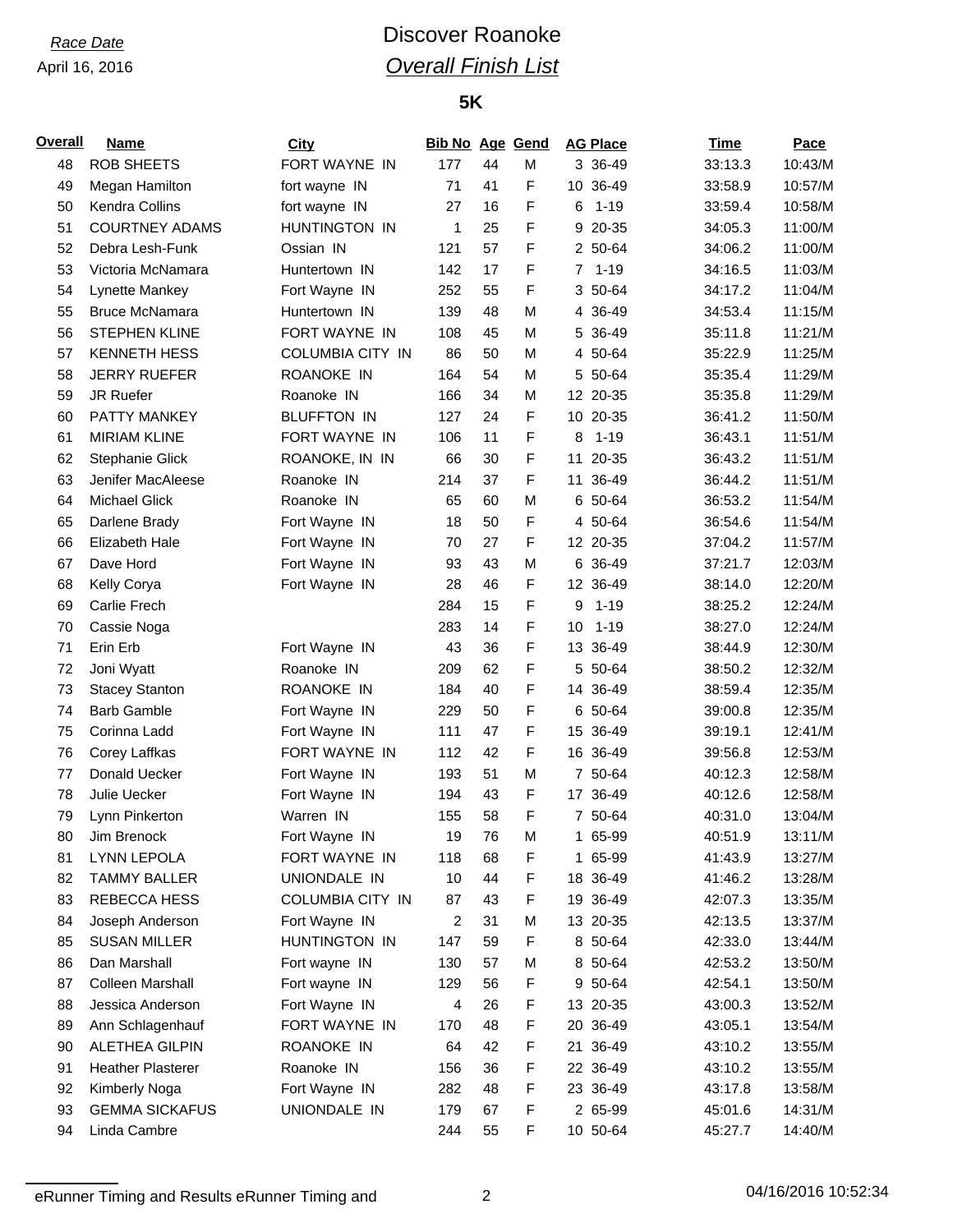*Race Date*

April 16, 2016

# Discover Roanoke

## *Overall Finish List*

### 5K

| Overall | Name | City | Bib No | Age | Gend | AG Place | Time | Pace |
|---|---|---|---|---|---|---|---|---|
| 48 | ROB SHEETS | FORT WAYNE IN | 177 | 44 | M | 3 36-49 | 33:13.3 | 10:43/M |
| 49 | Megan Hamilton | fort wayne IN | 71 | 41 | F | 10 36-49 | 33:58.9 | 10:57/M |
| 50 | Kendra Collins | fort wayne IN | 27 | 16 | F | 6 1-19 | 33:59.4 | 10:58/M |
| 51 | COURTNEY ADAMS | HUNTINGTON IN | 1 | 25 | F | 9 20-35 | 34:05.3 | 11:00/M |
| 52 | Debra Lesh-Funk | Ossian IN | 121 | 57 | F | 2 50-64 | 34:06.2 | 11:00/M |
| 53 | Victoria McNamara | Huntertown IN | 142 | 17 | F | 7 1-19 | 34:16.5 | 11:03/M |
| 54 | Lynette Mankey | Fort Wayne IN | 252 | 55 | F | 3 50-64 | 34:17.2 | 11:04/M |
| 55 | Bruce McNamara | Huntertown IN | 139 | 48 | M | 4 36-49 | 34:53.4 | 11:15/M |
| 56 | STEPHEN KLINE | FORT WAYNE IN | 108 | 45 | M | 5 36-49 | 35:11.8 | 11:21/M |
| 57 | KENNETH HESS | COLUMBIA CITY IN | 86 | 50 | M | 4 50-64 | 35:22.9 | 11:25/M |
| 58 | JERRY RUEFER | ROANOKE IN | 164 | 54 | M | 5 50-64 | 35:35.4 | 11:29/M |
| 59 | JR Ruefer | Roanoke IN | 166 | 34 | M | 12 20-35 | 35:35.8 | 11:29/M |
| 60 | PATTY MANKEY | BLUFFTON IN | 127 | 24 | F | 10 20-35 | 36:41.2 | 11:50/M |
| 61 | MIRIAM KLINE | FORT WAYNE IN | 106 | 11 | F | 8 1-19 | 36:43.1 | 11:51/M |
| 62 | Stephanie Glick | ROANOKE, IN IN | 66 | 30 | F | 11 20-35 | 36:43.2 | 11:51/M |
| 63 | Jenifer MacAleese | Roanoke IN | 214 | 37 | F | 11 36-49 | 36:44.2 | 11:51/M |
| 64 | Michael Glick | Roanoke IN | 65 | 60 | M | 6 50-64 | 36:53.2 | 11:54/M |
| 65 | Darlene Brady | Fort Wayne IN | 18 | 50 | F | 4 50-64 | 36:54.6 | 11:54/M |
| 66 | Elizabeth Hale | Fort Wayne IN | 70 | 27 | F | 12 20-35 | 37:04.2 | 11:57/M |
| 67 | Dave Hord | Fort Wayne IN | 93 | 43 | M | 6 36-49 | 37:21.7 | 12:03/M |
| 68 | Kelly Corya | Fort Wayne IN | 28 | 46 | F | 12 36-49 | 38:14.0 | 12:20/M |
| 69 | Carlie Frech | | 284 | 15 | F | 9 1-19 | 38:25.2 | 12:24/M |
| 70 | Cassie Noga | | 283 | 14 | F | 10 1-19 | 38:27.0 | 12:24/M |
| 71 | Erin Erb | Fort Wayne IN | 43 | 36 | F | 13 36-49 | 38:44.9 | 12:30/M |
| 72 | Joni Wyatt | Roanoke IN | 209 | 62 | F | 5 50-64 | 38:50.2 | 12:32/M |
| 73 | Stacey Stanton | ROANOKE IN | 184 | 40 | F | 14 36-49 | 38:59.4 | 12:35/M |
| 74 | Barb Gamble | Fort Wayne IN | 229 | 50 | F | 6 50-64 | 39:00.8 | 12:35/M |
| 75 | Corinna Ladd | Fort Wayne IN | 111 | 47 | F | 15 36-49 | 39:19.1 | 12:41/M |
| 76 | Corey Laffkas | FORT WAYNE IN | 112 | 42 | F | 16 36-49 | 39:56.8 | 12:53/M |
| 77 | Donald Uecker | Fort Wayne IN | 193 | 51 | M | 7 50-64 | 40:12.3 | 12:58/M |
| 78 | Julie Uecker | Fort Wayne IN | 194 | 43 | F | 17 36-49 | 40:12.6 | 12:58/M |
| 79 | Lynn Pinkerton | Warren IN | 155 | 58 | F | 7 50-64 | 40:31.0 | 13:04/M |
| 80 | Jim Brenock | Fort Wayne IN | 19 | 76 | M | 1 65-99 | 40:51.9 | 13:11/M |
| 81 | LYNN LEPOLA | FORT WAYNE IN | 118 | 68 | F | 1 65-99 | 41:43.9 | 13:27/M |
| 82 | TAMMY BALLER | UNIONDALE IN | 10 | 44 | F | 18 36-49 | 41:46.2 | 13:28/M |
| 83 | REBECCA HESS | COLUMBIA CITY IN | 87 | 43 | F | 19 36-49 | 42:07.3 | 13:35/M |
| 84 | Joseph Anderson | Fort Wayne IN | 2 | 31 | M | 13 20-35 | 42:13.5 | 13:37/M |
| 85 | SUSAN MILLER | HUNTINGTON IN | 147 | 59 | F | 8 50-64 | 42:33.0 | 13:44/M |
| 86 | Dan Marshall | Fort wayne IN | 130 | 57 | M | 8 50-64 | 42:53.2 | 13:50/M |
| 87 | Colleen Marshall | Fort wayne IN | 129 | 56 | F | 9 50-64 | 42:54.1 | 13:50/M |
| 88 | Jessica Anderson | Fort Wayne IN | 4 | 26 | F | 13 20-35 | 43:00.3 | 13:52/M |
| 89 | Ann Schlagenhauf | FORT WAYNE IN | 170 | 48 | F | 20 36-49 | 43:05.1 | 13:54/M |
| 90 | ALETHEA GILPIN | ROANOKE IN | 64 | 42 | F | 21 36-49 | 43:10.2 | 13:55/M |
| 91 | Heather Plasterer | Roanoke IN | 156 | 36 | F | 22 36-49 | 43:10.2 | 13:55/M |
| 92 | Kimberly Noga | Fort Wayne IN | 282 | 48 | F | 23 36-49 | 43:17.8 | 13:58/M |
| 93 | GEMMA SICKAFUS | UNIONDALE IN | 179 | 67 | F | 2 65-99 | 45:01.6 | 14:31/M |
| 94 | Linda Cambre | | 244 | 55 | F | 10 50-64 | 45:27.7 | 14:40/M |

eRunner Timing and Results eRunner Timing and

04/16/2016 10:52:34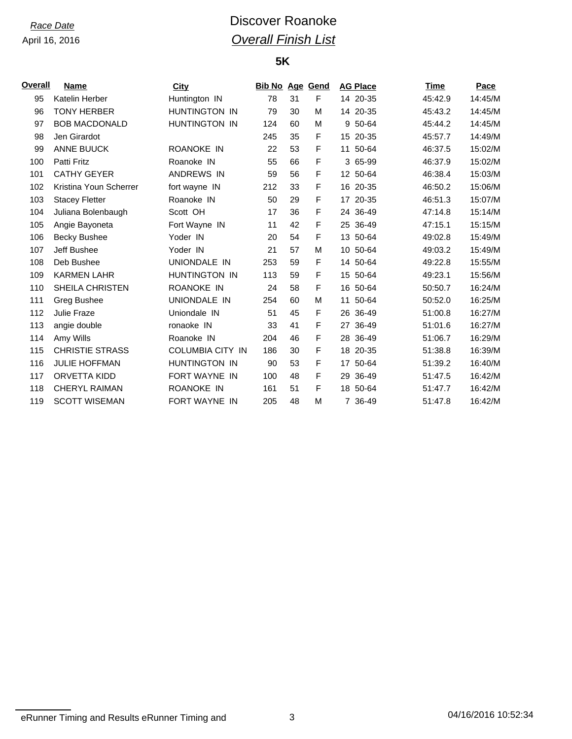*Race Date*
April 16, 2016

# Discover Roanoke

## *Overall Finish List*

### 5K

| Overall | Name | City | Bib No | Age | Gend | AG Place | Time | Pace |
|---|---|---|---|---|---|---|---|---|
| 95 | Katelin Herber | Huntington IN | 78 | 31 | F | 14 20-35 | 45:42.9 | 14:45/M |
| 96 | TONY HERBER | HUNTINGTON IN | 79 | 30 | M | 14 20-35 | 45:43.2 | 14:45/M |
| 97 | BOB MACDONALD | HUNTINGTON IN | 124 | 60 | M | 9 50-64 | 45:44.2 | 14:45/M |
| 98 | Jen Girardot | | 245 | 35 | F | 15 20-35 | 45:57.7 | 14:49/M |
| 99 | ANNE BUUCK | ROANOKE IN | 22 | 53 | F | 11 50-64 | 46:37.5 | 15:02/M |
| 100 | Patti Fritz | Roanoke IN | 55 | 66 | F | 3 65-99 | 46:37.9 | 15:02/M |
| 101 | CATHY GEYER | ANDREWS IN | 59 | 56 | F | 12 50-64 | 46:38.4 | 15:03/M |
| 102 | Kristina Youn Scherrer | fort wayne IN | 212 | 33 | F | 16 20-35 | 46:50.2 | 15:06/M |
| 103 | Stacey Fletter | Roanoke IN | 50 | 29 | F | 17 20-35 | 46:51.3 | 15:07/M |
| 104 | Juliana Bolenbaugh | Scott OH | 17 | 36 | F | 24 36-49 | 47:14.8 | 15:14/M |
| 105 | Angie Bayoneta | Fort Wayne IN | 11 | 42 | F | 25 36-49 | 47:15.1 | 15:15/M |
| 106 | Becky Bushee | Yoder IN | 20 | 54 | F | 13 50-64 | 49:02.8 | 15:49/M |
| 107 | Jeff Bushee | Yoder IN | 21 | 57 | M | 10 50-64 | 49:03.2 | 15:49/M |
| 108 | Deb Bushee | UNIONDALE IN | 253 | 59 | F | 14 50-64 | 49:22.8 | 15:55/M |
| 109 | KARMEN LAHR | HUNTINGTON IN | 113 | 59 | F | 15 50-64 | 49:23.1 | 15:56/M |
| 110 | SHEILA CHRISTEN | ROANOKE IN | 24 | 58 | F | 16 50-64 | 50:50.7 | 16:24/M |
| 111 | Greg Bushee | UNIONDALE IN | 254 | 60 | M | 11 50-64 | 50:52.0 | 16:25/M |
| 112 | Julie Fraze | Uniondale IN | 51 | 45 | F | 26 36-49 | 51:00.8 | 16:27/M |
| 113 | angie double | ronaoke IN | 33 | 41 | F | 27 36-49 | 51:01.6 | 16:27/M |
| 114 | Amy Wills | Roanoke IN | 204 | 46 | F | 28 36-49 | 51:06.7 | 16:29/M |
| 115 | CHRISTIE STRASS | COLUMBIA CITY IN | 186 | 30 | F | 18 20-35 | 51:38.8 | 16:39/M |
| 116 | JULIE HOFFMAN | HUNTINGTON IN | 90 | 53 | F | 17 50-64 | 51:39.2 | 16:40/M |
| 117 | ORVETTA KIDD | FORT WAYNE IN | 100 | 48 | F | 29 36-49 | 51:47.5 | 16:42/M |
| 118 | CHERYL RAIMAN | ROANOKE IN | 161 | 51 | F | 18 50-64 | 51:47.7 | 16:42/M |
| 119 | SCOTT WISEMAN | FORT WAYNE IN | 205 | 48 | M | 7 36-49 | 51:47.8 | 16:42/M |

eRunner Timing and Results eRunner Timing and    04/16/2016 10:52:34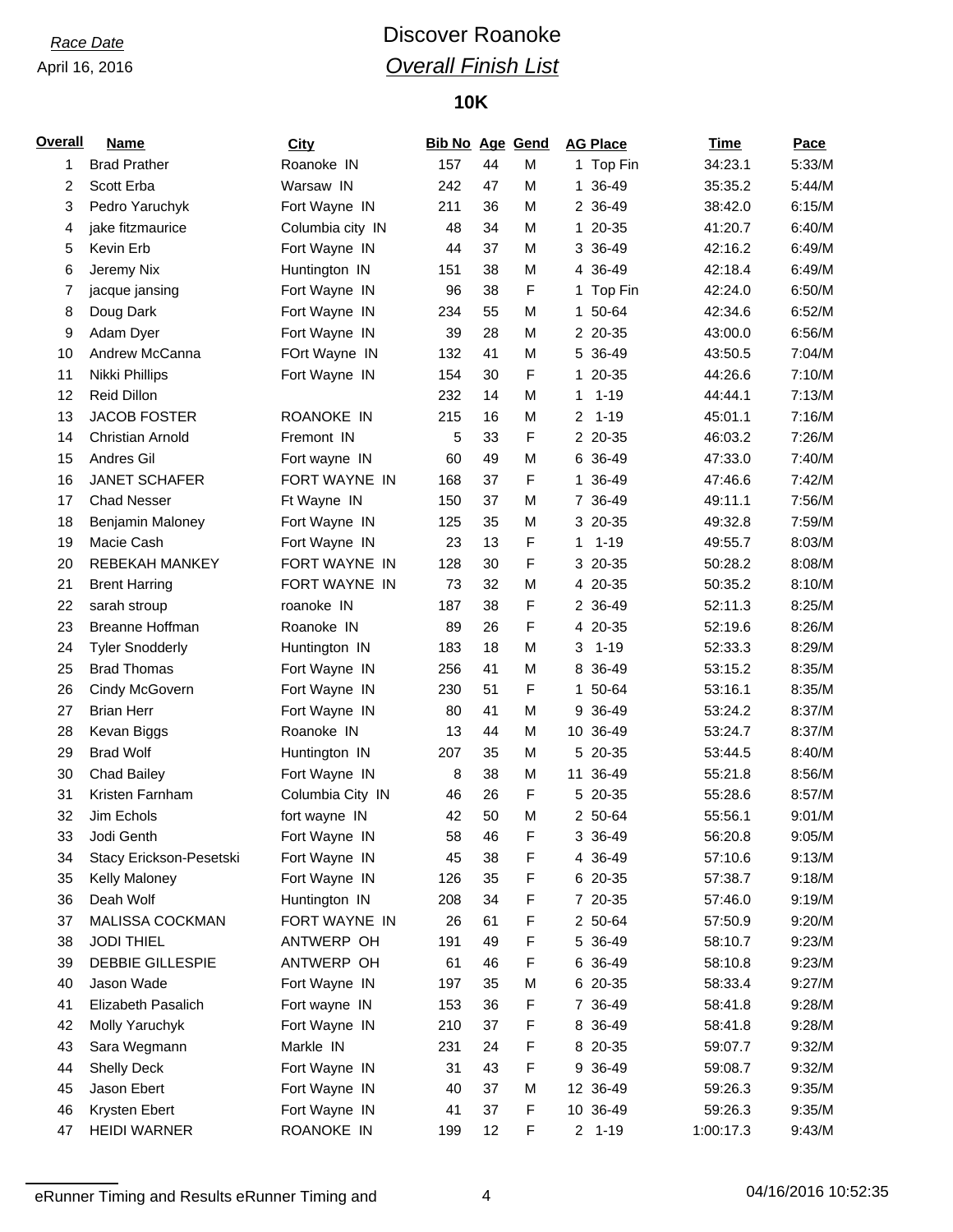*Race Date*

April 16, 2016

# Discover Roanoke

## *Overall Finish List*

### 10K

| Overall | Name | City | Bib No | Age | Gend | AG Place | Time | Pace |
|---|---|---|---|---|---|---|---|---|
| 1 | Brad Prather | Roanoke IN | 157 | 44 | M | 1 Top Fin | 34:23.1 | 5:33/M |
| 2 | Scott Erba | Warsaw IN | 242 | 47 | M | 1 36-49 | 35:35.2 | 5:44/M |
| 3 | Pedro Yaruchyk | Fort Wayne IN | 211 | 36 | M | 2 36-49 | 38:42.0 | 6:15/M |
| 4 | jake fitzmaurice | Columbia city IN | 48 | 34 | M | 1 20-35 | 41:20.7 | 6:40/M |
| 5 | Kevin Erb | Fort Wayne IN | 44 | 37 | M | 3 36-49 | 42:16.2 | 6:49/M |
| 6 | Jeremy Nix | Huntington IN | 151 | 38 | M | 4 36-49 | 42:18.4 | 6:49/M |
| 7 | jacque jansing | Fort Wayne IN | 96 | 38 | F | 1 Top Fin | 42:24.0 | 6:50/M |
| 8 | Doug Dark | Fort Wayne IN | 234 | 55 | M | 1 50-64 | 42:34.6 | 6:52/M |
| 9 | Adam Dyer | Fort Wayne IN | 39 | 28 | M | 2 20-35 | 43:00.0 | 6:56/M |
| 10 | Andrew McCanna | FOrt Wayne IN | 132 | 41 | M | 5 36-49 | 43:50.5 | 7:04/M |
| 11 | Nikki Phillips | Fort Wayne IN | 154 | 30 | F | 1 20-35 | 44:26.6 | 7:10/M |
| 12 | Reid Dillon | | 232 | 14 | M | 1 1-19 | 44:44.1 | 7:13/M |
| 13 | JACOB FOSTER | ROANOKE IN | 215 | 16 | M | 2 1-19 | 45:01.1 | 7:16/M |
| 14 | Christian Arnold | Fremont IN | 5 | 33 | F | 2 20-35 | 46:03.2 | 7:26/M |
| 15 | Andres Gil | Fort wayne IN | 60 | 49 | M | 6 36-49 | 47:33.0 | 7:40/M |
| 16 | JANET SCHAFER | FORT WAYNE IN | 168 | 37 | F | 1 36-49 | 47:46.6 | 7:42/M |
| 17 | Chad Nesser | Ft Wayne IN | 150 | 37 | M | 7 36-49 | 49:11.1 | 7:56/M |
| 18 | Benjamin Maloney | Fort Wayne IN | 125 | 35 | M | 3 20-35 | 49:32.8 | 7:59/M |
| 19 | Macie Cash | Fort Wayne IN | 23 | 13 | F | 1 1-19 | 49:55.7 | 8:03/M |
| 20 | REBEKAH MANKEY | FORT WAYNE IN | 128 | 30 | F | 3 20-35 | 50:28.2 | 8:08/M |
| 21 | Brent Harring | FORT WAYNE IN | 73 | 32 | M | 4 20-35 | 50:35.2 | 8:10/M |
| 22 | sarah stroup | roanoke IN | 187 | 38 | F | 2 36-49 | 52:11.3 | 8:25/M |
| 23 | Breanne Hoffman | Roanoke IN | 89 | 26 | F | 4 20-35 | 52:19.6 | 8:26/M |
| 24 | Tyler Snodderly | Huntington IN | 183 | 18 | M | 3 1-19 | 52:33.3 | 8:29/M |
| 25 | Brad Thomas | Fort Wayne IN | 256 | 41 | M | 8 36-49 | 53:15.2 | 8:35/M |
| 26 | Cindy McGovern | Fort Wayne IN | 230 | 51 | F | 1 50-64 | 53:16.1 | 8:35/M |
| 27 | Brian Herr | Fort Wayne IN | 80 | 41 | M | 9 36-49 | 53:24.2 | 8:37/M |
| 28 | Kevan Biggs | Roanoke IN | 13 | 44 | M | 10 36-49 | 53:24.7 | 8:37/M |
| 29 | Brad Wolf | Huntington IN | 207 | 35 | M | 5 20-35 | 53:44.5 | 8:40/M |
| 30 | Chad Bailey | Fort Wayne IN | 8 | 38 | M | 11 36-49 | 55:21.8 | 8:56/M |
| 31 | Kristen Farnham | Columbia City IN | 46 | 26 | F | 5 20-35 | 55:28.6 | 8:57/M |
| 32 | Jim Echols | fort wayne IN | 42 | 50 | M | 2 50-64 | 55:56.1 | 9:01/M |
| 33 | Jodi Genth | Fort Wayne IN | 58 | 46 | F | 3 36-49 | 56:20.8 | 9:05/M |
| 34 | Stacy Erickson-Pesetski | Fort Wayne IN | 45 | 38 | F | 4 36-49 | 57:10.6 | 9:13/M |
| 35 | Kelly Maloney | Fort Wayne IN | 126 | 35 | F | 6 20-35 | 57:38.7 | 9:18/M |
| 36 | Deah Wolf | Huntington IN | 208 | 34 | F | 7 20-35 | 57:46.0 | 9:19/M |
| 37 | MALISSA COCKMAN | FORT WAYNE IN | 26 | 61 | F | 2 50-64 | 57:50.9 | 9:20/M |
| 38 | JODI THIEL | ANTWERP OH | 191 | 49 | F | 5 36-49 | 58:10.7 | 9:23/M |
| 39 | DEBBIE GILLESPIE | ANTWERP OH | 61 | 46 | F | 6 36-49 | 58:10.8 | 9:23/M |
| 40 | Jason Wade | Fort Wayne IN | 197 | 35 | M | 6 20-35 | 58:33.4 | 9:27/M |
| 41 | Elizabeth Pasalich | Fort wayne IN | 153 | 36 | F | 7 36-49 | 58:41.8 | 9:28/M |
| 42 | Molly Yaruchyk | Fort Wayne IN | 210 | 37 | F | 8 36-49 | 58:41.8 | 9:28/M |
| 43 | Sara Wegmann | Markle IN | 231 | 24 | F | 8 20-35 | 59:07.7 | 9:32/M |
| 44 | Shelly Deck | Fort Wayne IN | 31 | 43 | F | 9 36-49 | 59:08.7 | 9:32/M |
| 45 | Jason Ebert | Fort Wayne IN | 40 | 37 | M | 12 36-49 | 59:26.3 | 9:35/M |
| 46 | Krysten Ebert | Fort Wayne IN | 41 | 37 | F | 10 36-49 | 59:26.3 | 9:35/M |
| 47 | HEIDI WARNER | ROANOKE IN | 199 | 12 | F | 2 1-19 | 1:00:17.3 | 9:43/M |

eRunner Timing and Results eRunner Timing and

04/16/2016 10:52:35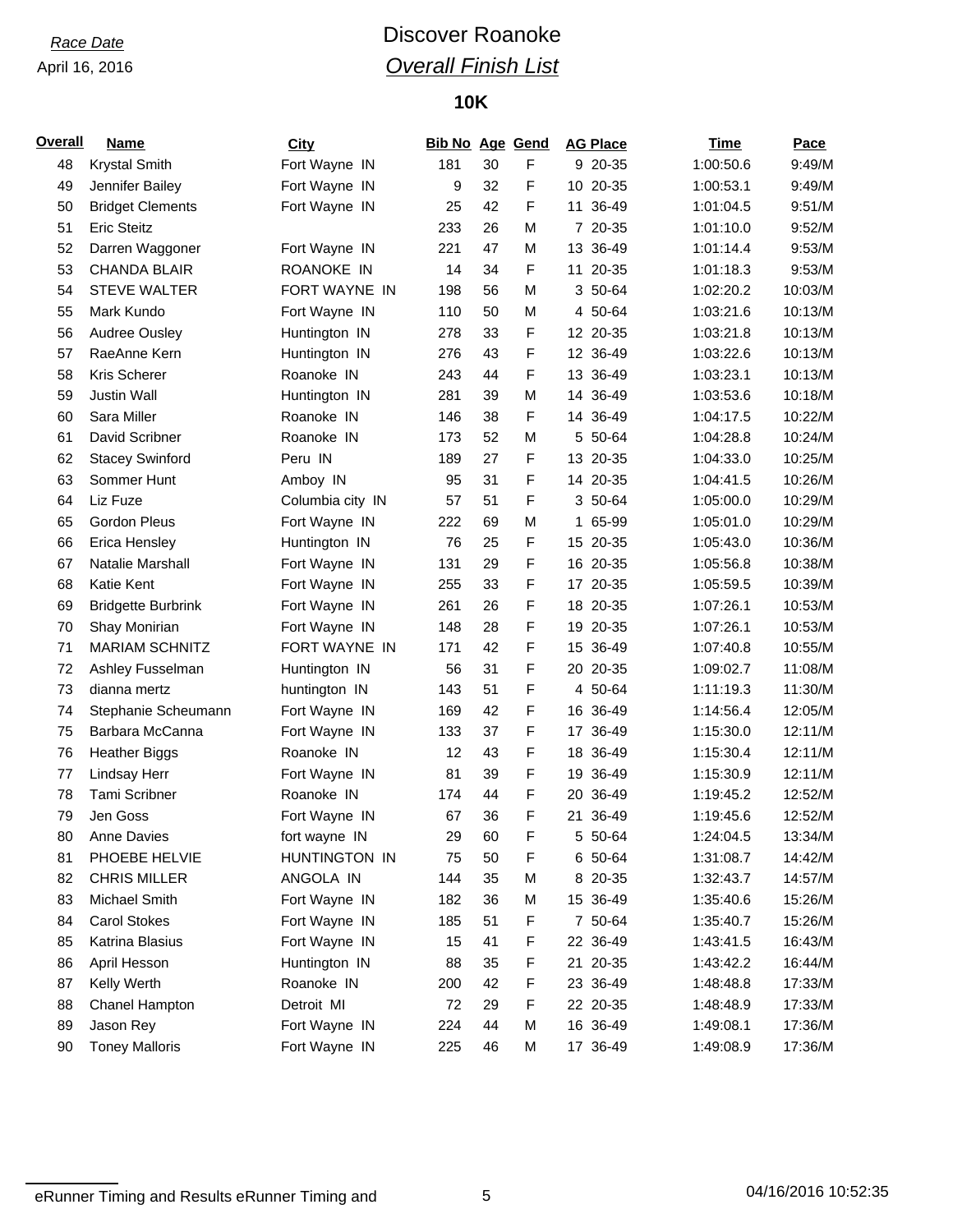*Race Date*

April 16, 2016

# Discover Roanoke

## *Overall Finish List*

### 10K

| Overall | Name | City | Bib No | Age | Gend | AG Place | Time | Pace |
|---|---|---|---|---|---|---|---|---|
| 48 | Krystal Smith | Fort Wayne IN | 181 | 30 | F | 9 20-35 | 1:00:50.6 | 9:49/M |
| 49 | Jennifer Bailey | Fort Wayne IN | 9 | 32 | F | 10 20-35 | 1:00:53.1 | 9:49/M |
| 50 | Bridget Clements | Fort Wayne IN | 25 | 42 | F | 11 36-49 | 1:01:04.5 | 9:51/M |
| 51 | Eric Steitz | | 233 | 26 | M | 7 20-35 | 1:01:10.0 | 9:52/M |
| 52 | Darren Waggoner | Fort Wayne IN | 221 | 47 | M | 13 36-49 | 1:01:14.4 | 9:53/M |
| 53 | CHANDA BLAIR | ROANOKE IN | 14 | 34 | F | 11 20-35 | 1:01:18.3 | 9:53/M |
| 54 | STEVE WALTER | FORT WAYNE IN | 198 | 56 | M | 3 50-64 | 1:02:20.2 | 10:03/M |
| 55 | Mark Kundo | Fort Wayne IN | 110 | 50 | M | 4 50-64 | 1:03:21.6 | 10:13/M |
| 56 | Audree Ousley | Huntington IN | 278 | 33 | F | 12 20-35 | 1:03:21.8 | 10:13/M |
| 57 | RaeAnne Kern | Huntington IN | 276 | 43 | F | 12 36-49 | 1:03:22.6 | 10:13/M |
| 58 | Kris Scherer | Roanoke IN | 243 | 44 | F | 13 36-49 | 1:03:23.1 | 10:13/M |
| 59 | Justin Wall | Huntington IN | 281 | 39 | M | 14 36-49 | 1:03:53.6 | 10:18/M |
| 60 | Sara Miller | Roanoke IN | 146 | 38 | F | 14 36-49 | 1:04:17.5 | 10:22/M |
| 61 | David Scribner | Roanoke IN | 173 | 52 | M | 5 50-64 | 1:04:28.8 | 10:24/M |
| 62 | Stacey Swinford | Peru IN | 189 | 27 | F | 13 20-35 | 1:04:33.0 | 10:25/M |
| 63 | Sommer Hunt | Amboy IN | 95 | 31 | F | 14 20-35 | 1:04:41.5 | 10:26/M |
| 64 | Liz Fuze | Columbia city IN | 57 | 51 | F | 3 50-64 | 1:05:00.0 | 10:29/M |
| 65 | Gordon Pleus | Fort Wayne IN | 222 | 69 | M | 1 65-99 | 1:05:01.0 | 10:29/M |
| 66 | Erica Hensley | Huntington IN | 76 | 25 | F | 15 20-35 | 1:05:43.0 | 10:36/M |
| 67 | Natalie Marshall | Fort Wayne IN | 131 | 29 | F | 16 20-35 | 1:05:56.8 | 10:38/M |
| 68 | Katie Kent | Fort Wayne IN | 255 | 33 | F | 17 20-35 | 1:05:59.5 | 10:39/M |
| 69 | Bridgette Burbrink | Fort Wayne IN | 261 | 26 | F | 18 20-35 | 1:07:26.1 | 10:53/M |
| 70 | Shay Monirian | Fort Wayne IN | 148 | 28 | F | 19 20-35 | 1:07:26.1 | 10:53/M |
| 71 | MARIAM SCHNITZ | FORT WAYNE IN | 171 | 42 | F | 15 36-49 | 1:07:40.8 | 10:55/M |
| 72 | Ashley Fusselman | Huntington IN | 56 | 31 | F | 20 20-35 | 1:09:02.7 | 11:08/M |
| 73 | dianna mertz | huntington IN | 143 | 51 | F | 4 50-64 | 1:11:19.3 | 11:30/M |
| 74 | Stephanie Scheumann | Fort Wayne IN | 169 | 42 | F | 16 36-49 | 1:14:56.4 | 12:05/M |
| 75 | Barbara McCanna | Fort Wayne IN | 133 | 37 | F | 17 36-49 | 1:15:30.0 | 12:11/M |
| 76 | Heather Biggs | Roanoke IN | 12 | 43 | F | 18 36-49 | 1:15:30.4 | 12:11/M |
| 77 | Lindsay Herr | Fort Wayne IN | 81 | 39 | F | 19 36-49 | 1:15:30.9 | 12:11/M |
| 78 | Tami Scribner | Roanoke IN | 174 | 44 | F | 20 36-49 | 1:19:45.2 | 12:52/M |
| 79 | Jen Goss | Fort Wayne IN | 67 | 36 | F | 21 36-49 | 1:19:45.6 | 12:52/M |
| 80 | Anne Davies | fort wayne IN | 29 | 60 | F | 5 50-64 | 1:24:04.5 | 13:34/M |
| 81 | PHOEBE HELVIE | HUNTINGTON IN | 75 | 50 | F | 6 50-64 | 1:31:08.7 | 14:42/M |
| 82 | CHRIS MILLER | ANGOLA IN | 144 | 35 | M | 8 20-35 | 1:32:43.7 | 14:57/M |
| 83 | Michael Smith | Fort Wayne IN | 182 | 36 | M | 15 36-49 | 1:35:40.6 | 15:26/M |
| 84 | Carol Stokes | Fort Wayne IN | 185 | 51 | F | 7 50-64 | 1:35:40.7 | 15:26/M |
| 85 | Katrina Blasius | Fort Wayne IN | 15 | 41 | F | 22 36-49 | 1:43:41.5 | 16:43/M |
| 86 | April Hesson | Huntington IN | 88 | 35 | F | 21 20-35 | 1:43:42.2 | 16:44/M |
| 87 | Kelly Werth | Roanoke IN | 200 | 42 | F | 23 36-49 | 1:48:48.8 | 17:33/M |
| 88 | Chanel Hampton | Detroit MI | 72 | 29 | F | 22 20-35 | 1:48:48.9 | 17:33/M |
| 89 | Jason Rey | Fort Wayne IN | 224 | 44 | M | 16 36-49 | 1:49:08.1 | 17:36/M |
| 90 | Toney Malloris | Fort Wayne IN | 225 | 46 | M | 17 36-49 | 1:49:08.9 | 17:36/M |

eRunner Timing and Results eRunner Timing and

04/16/2016 10:52:35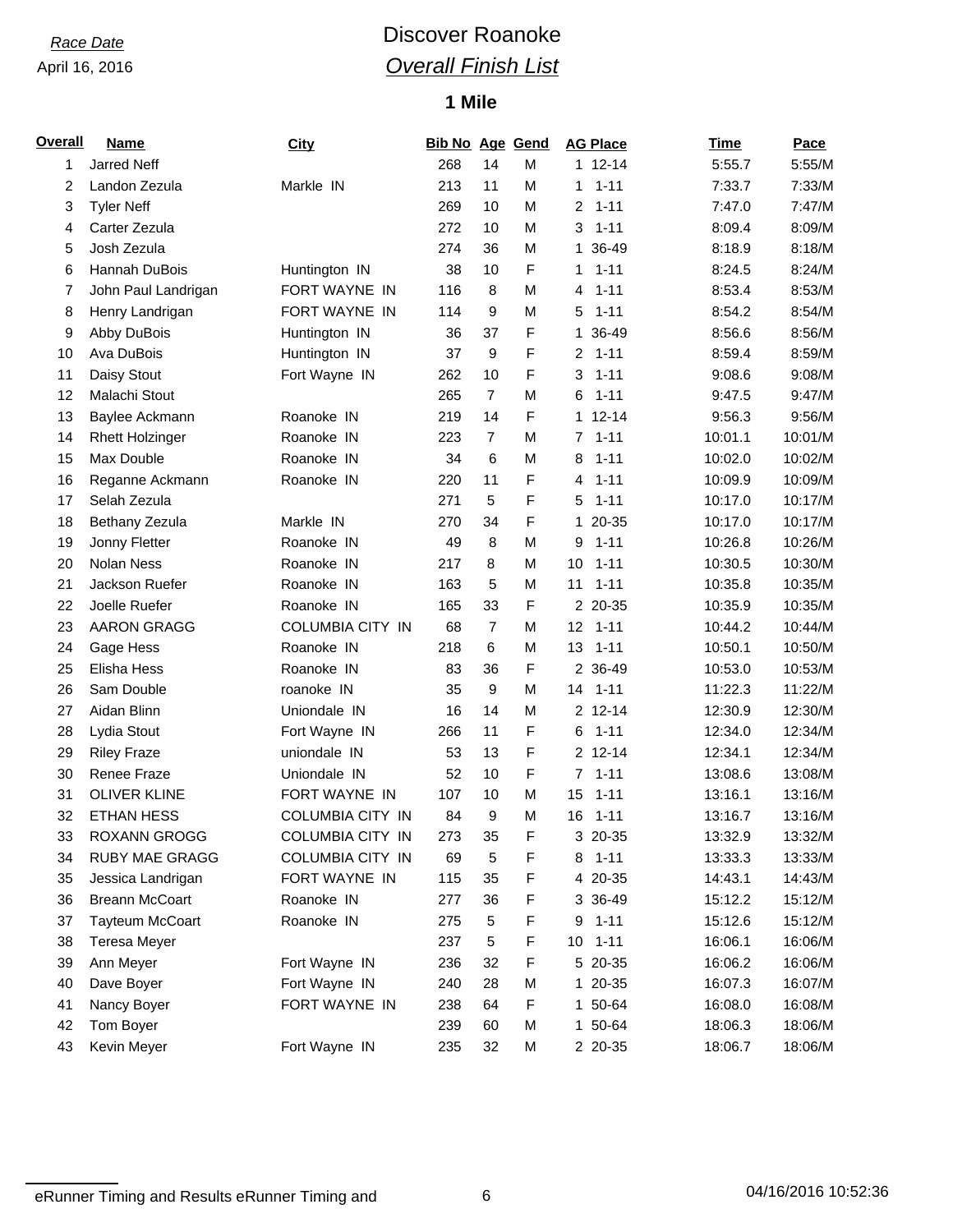*Race Date*
April 16, 2016

# Discover Roanoke

## *Overall Finish List*

### 1 Mile

| Overall | Name | City | Bib No | Age | Gend | AG Place | Time | Pace |
|---|---|---|---|---|---|---|---|---|
| 1 | Jarred Neff | | 268 | 14 | M | 1 12-14 | 5:55.7 | 5:55/M |
| 2 | Landon Zezula | Markle IN | 213 | 11 | M | 1 1-11 | 7:33.7 | 7:33/M |
| 3 | Tyler Neff | | 269 | 10 | M | 2 1-11 | 7:47.0 | 7:47/M |
| 4 | Carter Zezula | | 272 | 10 | M | 3 1-11 | 8:09.4 | 8:09/M |
| 5 | Josh Zezula | | 274 | 36 | M | 1 36-49 | 8:18.9 | 8:18/M |
| 6 | Hannah DuBois | Huntington IN | 38 | 10 | F | 1 1-11 | 8:24.5 | 8:24/M |
| 7 | John Paul Landrigan | FORT WAYNE IN | 116 | 8 | M | 4 1-11 | 8:53.4 | 8:53/M |
| 8 | Henry Landrigan | FORT WAYNE IN | 114 | 9 | M | 5 1-11 | 8:54.2 | 8:54/M |
| 9 | Abby DuBois | Huntington IN | 36 | 37 | F | 1 36-49 | 8:56.6 | 8:56/M |
| 10 | Ava DuBois | Huntington IN | 37 | 9 | F | 2 1-11 | 8:59.4 | 8:59/M |
| 11 | Daisy Stout | Fort Wayne IN | 262 | 10 | F | 3 1-11 | 9:08.6 | 9:08/M |
| 12 | Malachi Stout | | 265 | 7 | M | 6 1-11 | 9:47.5 | 9:47/M |
| 13 | Baylee Ackmann | Roanoke IN | 219 | 14 | F | 1 12-14 | 9:56.3 | 9:56/M |
| 14 | Rhett Holzinger | Roanoke IN | 223 | 7 | M | 7 1-11 | 10:01.1 | 10:01/M |
| 15 | Max Double | Roanoke IN | 34 | 6 | M | 8 1-11 | 10:02.0 | 10:02/M |
| 16 | Reganne Ackmann | Roanoke IN | 220 | 11 | F | 4 1-11 | 10:09.9 | 10:09/M |
| 17 | Selah Zezula | | 271 | 5 | F | 5 1-11 | 10:17.0 | 10:17/M |
| 18 | Bethany Zezula | Markle IN | 270 | 34 | F | 1 20-35 | 10:17.0 | 10:17/M |
| 19 | Jonny Fletter | Roanoke IN | 49 | 8 | M | 9 1-11 | 10:26.8 | 10:26/M |
| 20 | Nolan Ness | Roanoke IN | 217 | 8 | M | 10 1-11 | 10:30.5 | 10:30/M |
| 21 | Jackson Ruefer | Roanoke IN | 163 | 5 | M | 11 1-11 | 10:35.8 | 10:35/M |
| 22 | Joelle Ruefer | Roanoke IN | 165 | 33 | F | 2 20-35 | 10:35.9 | 10:35/M |
| 23 | AARON GRAGG | COLUMBIA CITY IN | 68 | 7 | M | 12 1-11 | 10:44.2 | 10:44/M |
| 24 | Gage Hess | Roanoke IN | 218 | 6 | M | 13 1-11 | 10:50.1 | 10:50/M |
| 25 | Elisha Hess | Roanoke IN | 83 | 36 | F | 2 36-49 | 10:53.0 | 10:53/M |
| 26 | Sam Double | roanoke IN | 35 | 9 | M | 14 1-11 | 11:22.3 | 11:22/M |
| 27 | Aidan Blinn | Uniondale IN | 16 | 14 | M | 2 12-14 | 12:30.9 | 12:30/M |
| 28 | Lydia Stout | Fort Wayne IN | 266 | 11 | F | 6 1-11 | 12:34.0 | 12:34/M |
| 29 | Riley Fraze | uniondale IN | 53 | 13 | F | 2 12-14 | 12:34.1 | 12:34/M |
| 30 | Renee Fraze | Uniondale IN | 52 | 10 | F | 7 1-11 | 13:08.6 | 13:08/M |
| 31 | OLIVER KLINE | FORT WAYNE IN | 107 | 10 | M | 15 1-11 | 13:16.1 | 13:16/M |
| 32 | ETHAN HESS | COLUMBIA CITY IN | 84 | 9 | M | 16 1-11 | 13:16.7 | 13:16/M |
| 33 | ROXANN GROGG | COLUMBIA CITY IN | 273 | 35 | F | 3 20-35 | 13:32.9 | 13:32/M |
| 34 | RUBY MAE GRAGG | COLUMBIA CITY IN | 69 | 5 | F | 8 1-11 | 13:33.3 | 13:33/M |
| 35 | Jessica Landrigan | FORT WAYNE IN | 115 | 35 | F | 4 20-35 | 14:43.1 | 14:43/M |
| 36 | Breann McCoart | Roanoke IN | 277 | 36 | F | 3 36-49 | 15:12.2 | 15:12/M |
| 37 | Tayteum McCoart | Roanoke IN | 275 | 5 | F | 9 1-11 | 15:12.6 | 15:12/M |
| 38 | Teresa Meyer | | 237 | 5 | F | 10 1-11 | 16:06.1 | 16:06/M |
| 39 | Ann Meyer | Fort Wayne IN | 236 | 32 | F | 5 20-35 | 16:06.2 | 16:06/M |
| 40 | Dave Boyer | Fort Wayne IN | 240 | 28 | M | 1 20-35 | 16:07.3 | 16:07/M |
| 41 | Nancy Boyer | FORT WAYNE IN | 238 | 64 | F | 1 50-64 | 16:08.0 | 16:08/M |
| 42 | Tom Boyer | | 239 | 60 | M | 1 50-64 | 18:06.3 | 18:06/M |
| 43 | Kevin Meyer | Fort Wayne IN | 235 | 32 | M | 2 20-35 | 18:06.7 | 18:06/M |

eRunner Timing and Results eRunner Timing and    04/16/2016 10:52:36